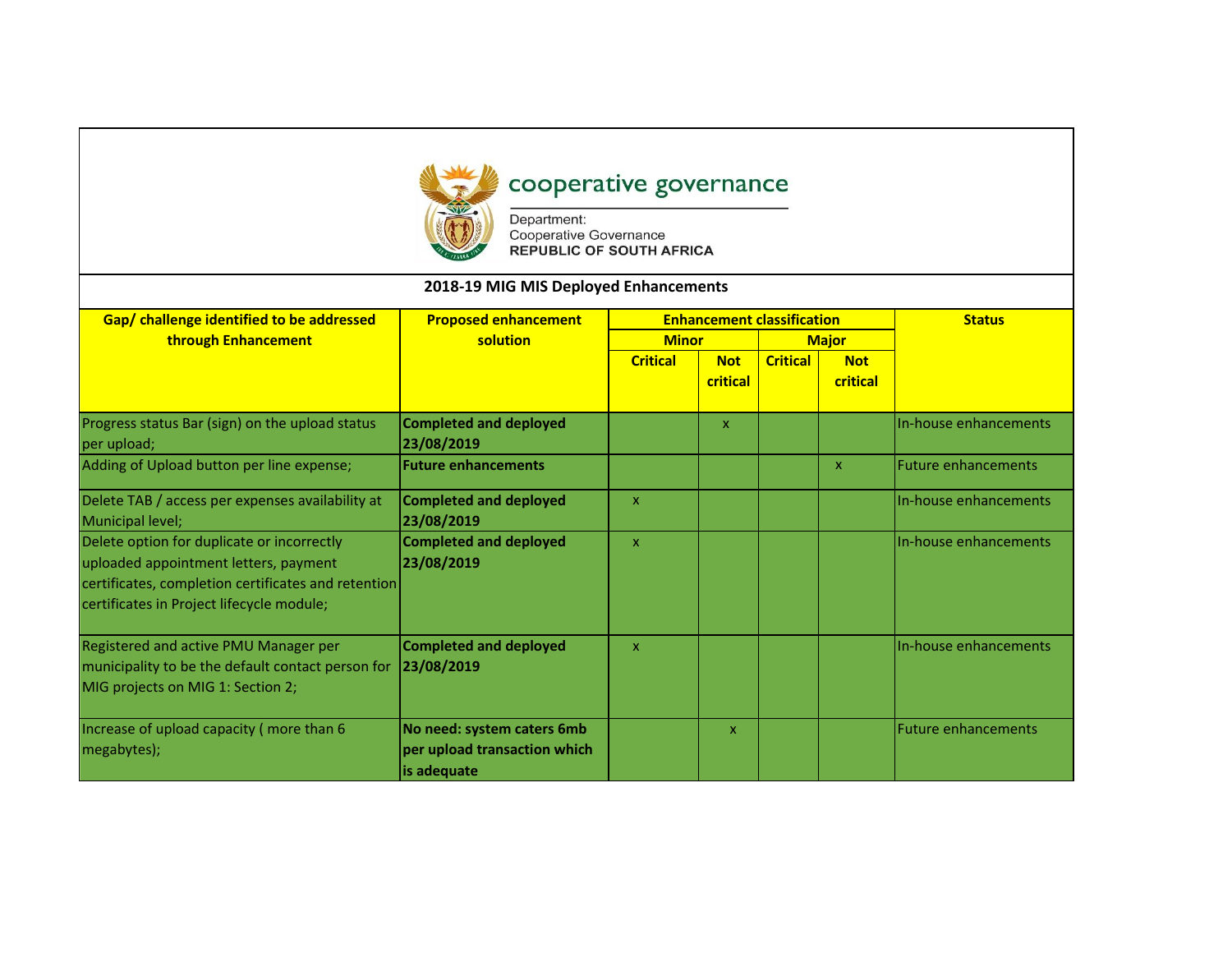cooperative governance

Department:
Cooperative Governance
REPUBLIC OF SOUTH AFRICA

## 2018-19 MIG MIS Deployed Enhancements

| Gap/ challenge identified to be addressed through Enhancement | Proposed enhancement solution | Enhancement classification | | | | Status |
|---|---|---|---|---|---|---|
| | | Minor | | Major | | |
| | | Critical | Not critical | Critical | Not critical | |
| Progress status Bar (sign) on the upload status per upload; | **Completed and deployed 23/08/2019** | | x | | | In-house enhancements |
| Adding of Upload button per line expense; | **Future enhancements** | | | | x | Future enhancements |
| Delete TAB / access per expenses availability at Municipal level; | **Completed and deployed 23/08/2019** | x | | | | In-house enhancements |
| Delete option for duplicate or incorrectly uploaded appointment letters, payment certificates, completion certificates and retention certificates in Project lifecycle module; | **Completed and deployed 23/08/2019** | x | | | | In-house enhancements |
| Registered and active PMU Manager per municipality to be the default contact person for MIG projects on MIG 1: Section 2; | **Completed and deployed 23/08/2019** | x | | | | In-house enhancements |
| Increase of upload capacity ( more than 6 megabytes); | **No need: system caters 6mb per upload transaction which is adequate** | | x | | | Future enhancements |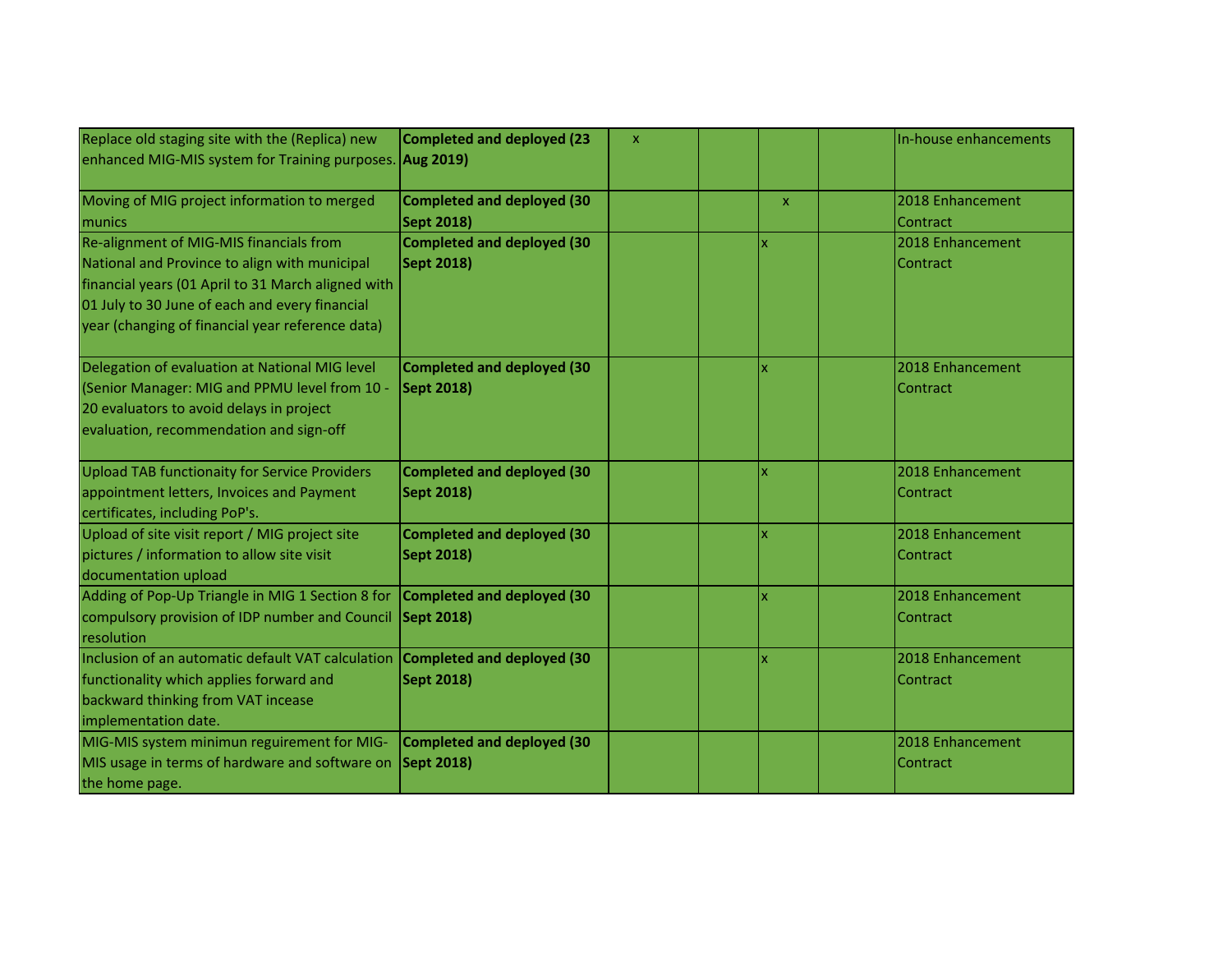| | | | | | | |
|---|---|---|---|---|---|---|
| Replace old staging site with the (Replica) new enhanced MIG-MIS system for Training purposes. | **Completed and deployed (23 Aug 2019)** | x | | | | In-house enhancements |
| Moving of MIG project information to merged munics | **Completed and deployed (30 Sept 2018)** | | | x | | 2018 Enhancement Contract |
| Re-alignment of MIG-MIS financials from National and Province to align with municipal financial years (01 April to 31 March aligned with 01 July to 30 June of each and every financial year (changing of financial year reference data) | **Completed and deployed (30 Sept 2018)** | | | x | | 2018 Enhancement Contract |
| Delegation of evaluation at National MIG level (Senior Manager: MIG and PPMU level from 10 - 20 evaluators to avoid delays in project evaluation, recommendation and sign-off | **Completed and deployed (30 Sept 2018)** | | | x | | 2018 Enhancement Contract |
| Upload TAB functionaity for Service Providers appointment letters, Invoices and Payment certificates, including PoP's. | **Completed and deployed (30 Sept 2018)** | | | x | | 2018 Enhancement Contract |
| Upload of site visit report / MIG project site pictures / information to allow site visit documentation upload | **Completed and deployed (30 Sept 2018)** | | | x | | 2018 Enhancement Contract |
| Adding of Pop-Up Triangle in MIG 1 Section 8 for compulsory provision of IDP number and Council resolution | **Completed and deployed (30 Sept 2018)** | | | x | | 2018 Enhancement Contract |
| Inclusion of an automatic default VAT calculation functionality which applies forward and backward thinking from VAT incease implementation date. | **Completed and deployed (30 Sept 2018)** | | | x | | 2018 Enhancement Contract |
| MIG-MIS system minimun reguirement for MIG-MIS usage in terms of hardware and software on the home page. | **Completed and deployed (30 Sept 2018)** | | | | | 2018 Enhancement Contract |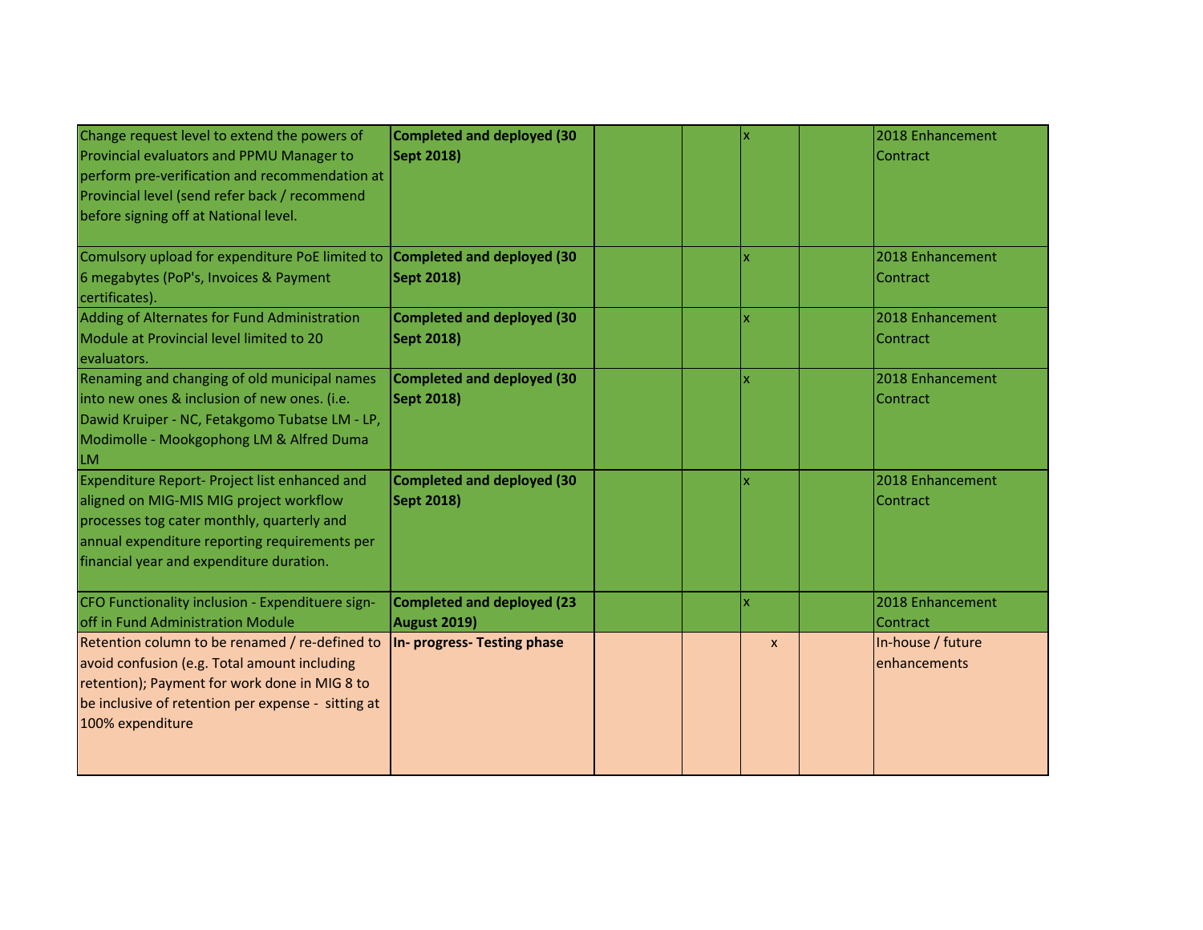| | | | | | | |
|---|---|---|---|---|---|---|
| Change request level to extend the powers of Provincial evaluators and PPMU Manager to perform pre-verification and recommendation at Provincial level (send refer back / recommend before signing off at National level. | **Completed and deployed (30 Sept 2018)** | | | x | | 2018 Enhancement Contract |
| Comulsory upload for expenditure PoE limited to 6 megabytes (PoP's, Invoices & Payment certificates). | **Completed and deployed (30 Sept 2018)** | | | x | | 2018 Enhancement Contract |
| Adding of Alternates for Fund Administration Module at Provincial level limited to 20 evaluators. | **Completed and deployed (30 Sept 2018)** | | | x | | 2018 Enhancement Contract |
| Renaming and changing of old municipal names into new ones & inclusion of new ones. (i.e. Dawid Kruiper - NC, Fetakgomo Tubatse LM - LP, Modimolle - Mookgophong LM & Alfred Duma LM | **Completed and deployed (30 Sept 2018)** | | | x | | 2018 Enhancement Contract |
| Expenditure Report- Project list enhanced and aligned on MIG-MIS MIG project workflow processes tog cater monthly, quarterly and annual expenditure reporting requirements per financial year and expenditure duration. | **Completed and deployed (30 Sept 2018)** | | | x | | 2018 Enhancement Contract |
| CFO Functionality inclusion - Expendituere sign-off in Fund Administration Module | **Completed and deployed (23 August 2019)** | | | x | | 2018 Enhancement Contract |
| Retention column to be renamed / re-defined to avoid confusion (e.g. Total amount including retention); Payment for work done in MIG 8 to be inclusive of retention per expense - sitting at 100% expenditure | **In- progress- Testing phase** | | | x | | In-house / future enhancements |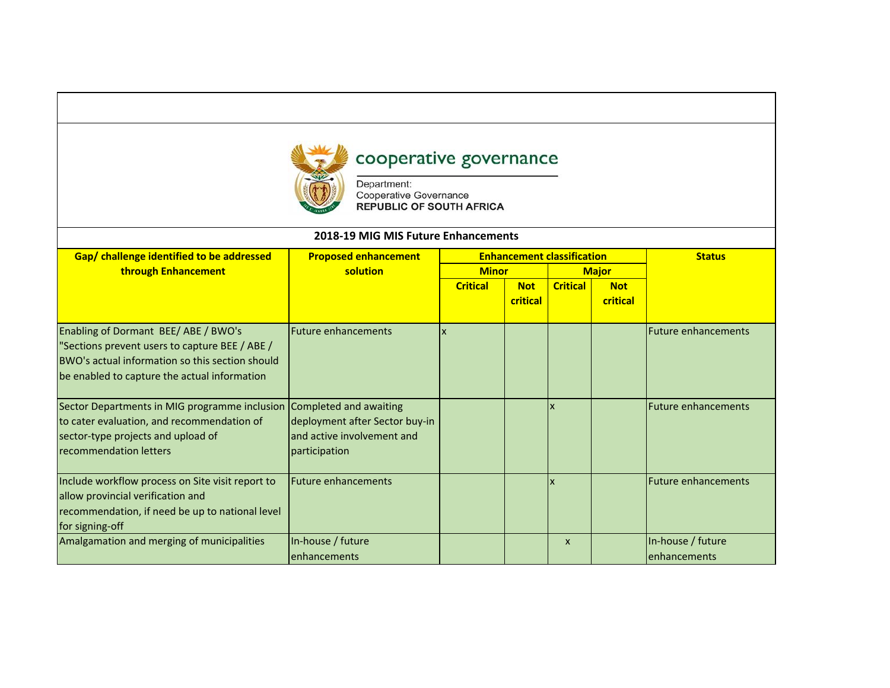cooperative governance

Department:
Cooperative Governance
REPUBLIC OF SOUTH AFRICA

## 2018-19 MIG MIS Future Enhancements

| Gap/ challenge identified to be addressed through Enhancement | Proposed enhancement solution | Enhancement classification | | | | Status |
|---|---|---|---|---|---|---|
| | | Minor | | Major | | |
| | | Critical | Not critical | Critical | Not critical | |
| Enabling of Dormant BEE/ ABE / BWO's "Sections prevent users to capture BEE / ABE / BWO's actual information so this section should be enabled to capture the actual information | Future enhancements | x | | | | Future enhancements |
| Sector Departments in MIG programme inclusion to cater evaluation, and recommendation of sector-type projects and upload of recommendation letters | Completed and awaiting deployment after Sector buy-in and active involvement and participation | | | x | | Future enhancements |
| Include workflow process on Site visit report to allow provincial verification and recommendation, if need be up to national level for signing-off | Future enhancements | | | x | | Future enhancements |
| Amalgamation and merging of municipalities | In-house / future enhancements | | | x | | In-house / future enhancements |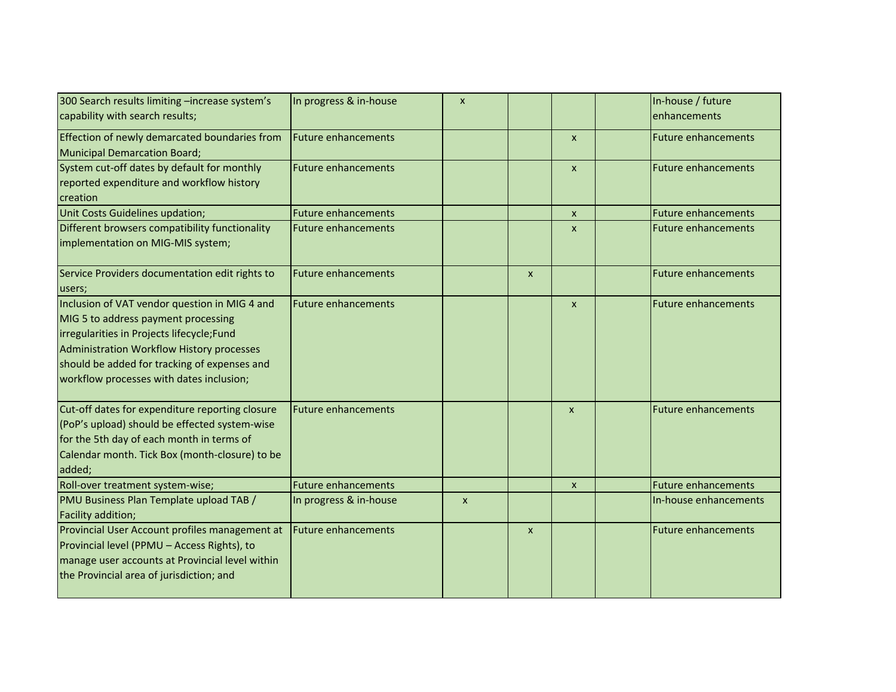| | | | | | | |
|---|---|---|---|---|---|---|
| 300 Search results limiting –increase system's capability with search results; | In progress & in-house | x | | | | In-house / future enhancements |
| Effection of newly demarcated boundaries from Municipal Demarcation Board; | Future enhancements | | | x | | Future enhancements |
| System cut-off dates by default for monthly reported expenditure and workflow history creation | Future enhancements | | | x | | Future enhancements |
| Unit Costs Guidelines updation; | Future enhancements | | | x | | Future enhancements |
| Different browsers compatibility functionality implementation on MIG-MIS system; | Future enhancements | | | x | | Future enhancements |
| Service Providers documentation edit rights to users; | Future enhancements | | x | | | Future enhancements |
| Inclusion of VAT vendor question in MIG 4 and MIG 5 to address payment processing irregularities in Projects lifecycle;Fund Administration Workflow History processes should be added for tracking of expenses and workflow processes with dates inclusion; | Future enhancements | | | x | | Future enhancements |
| Cut-off dates for expenditure reporting closure (PoP's upload) should be effected system-wise for the 5th day of each month in terms of Calendar month. Tick Box (month-closure) to be added; | Future enhancements | | | x | | Future enhancements |
| Roll-over treatment system-wise; | Future enhancements | | | x | | Future enhancements |
| PMU Business Plan Template upload TAB / Facility addition; | In progress & in-house | x | | | | In-house enhancements |
| Provincial User Account profiles management at Provincial level (PPMU – Access Rights), to manage user accounts at Provincial level within the Provincial area of jurisdiction; and | Future enhancements | | x | | | Future enhancements |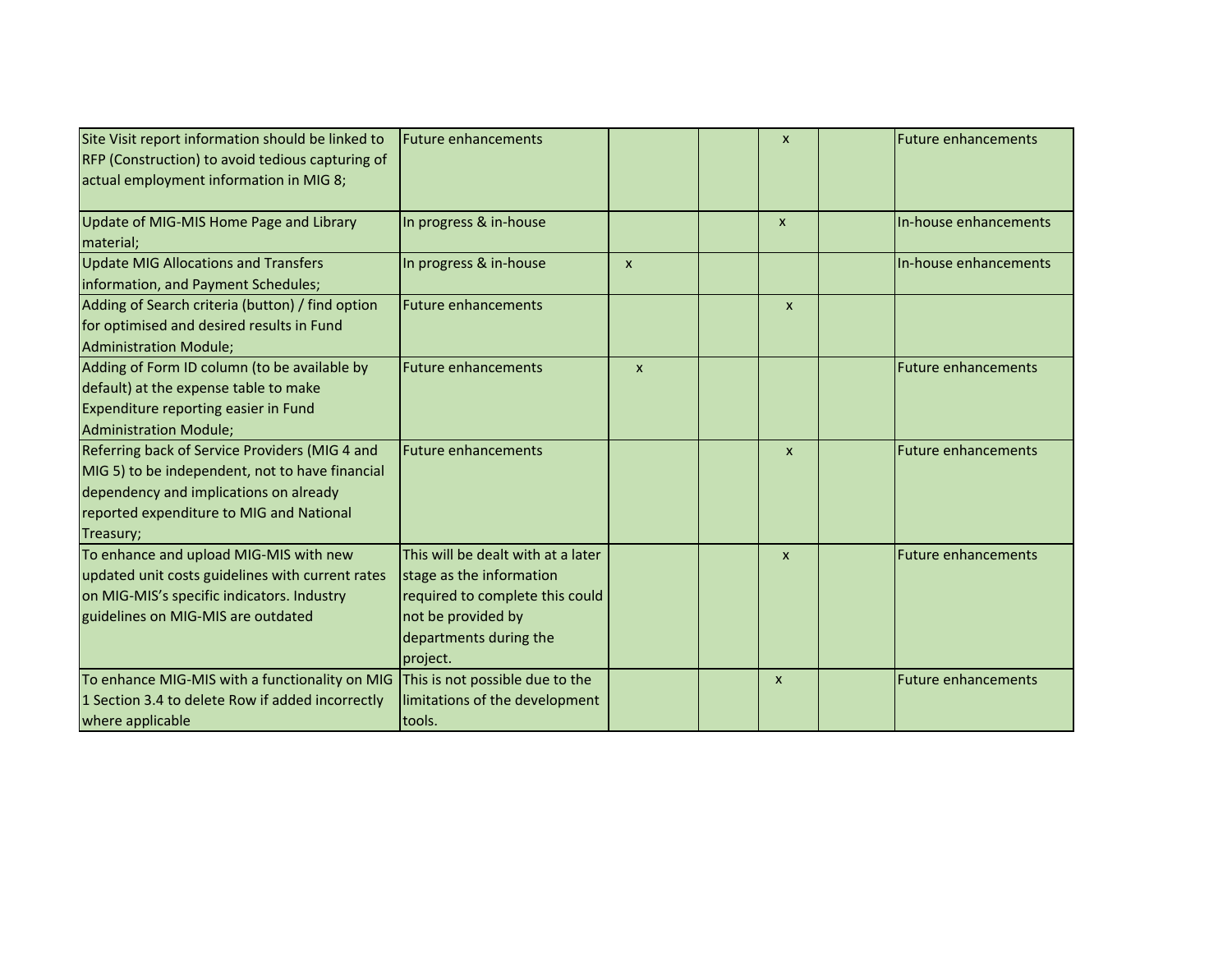| | | | | | | |
|---|---|---|---|---|---|---|
| Site Visit report information should be linked to RFP (Construction) to avoid tedious capturing of actual employment information in MIG 8; | Future enhancements | | | x | | Future enhancements |
| Update of MIG-MIS Home Page and Library material; | In progress & in-house | | | x | | In-house enhancements |
| Update MIG Allocations and Transfers information, and Payment Schedules; | In progress & in-house | x | | | | In-house enhancements |
| Adding of Search criteria (button) / find option for optimised and desired results in Fund Administration Module; | Future enhancements | | | x | | |
| Adding of Form ID column (to be available by default) at the expense table to make Expenditure reporting easier in Fund Administration Module; | Future enhancements | x | | | | Future enhancements |
| Referring back of Service Providers (MIG 4 and MIG 5) to be independent, not to have financial dependency and implications on already reported expenditure to MIG and National Treasury; | Future enhancements | | | x | | Future enhancements |
| To enhance and upload MIG-MIS with new updated unit costs guidelines with current rates on MIG-MIS's specific indicators. Industry guidelines on MIG-MIS are outdated | This will be dealt with at a later stage as the information required to complete this could not be provided by departments during the project. | | | x | | Future enhancements |
| To enhance MIG-MIS with a functionality on MIG 1 Section 3.4 to delete Row if added incorrectly where applicable | This is not possible due to the limitations of the development tools. | | | x | | Future enhancements |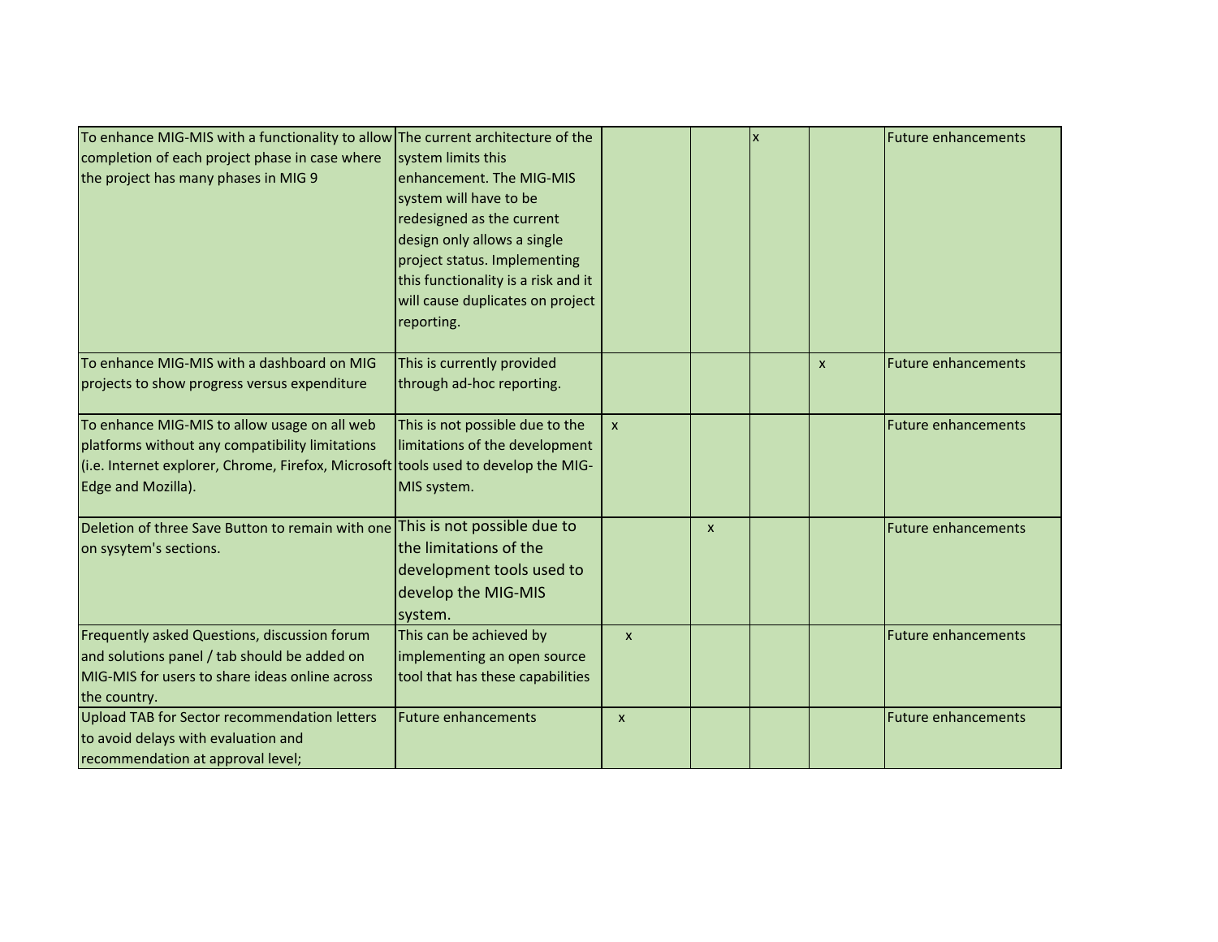| | | | | | | |
|---|---|---|---|---|---|---|
| To enhance MIG-MIS with a functionality to allow completion of each project phase in case where the project has many phases in MIG 9 | The current architecture of the system limits this enhancement. The MIG-MIS system will have to be redesigned as the current design only allows a single project status. Implementing this functionality is a risk and it will cause duplicates on project reporting. | | | x | | Future enhancements |
| To enhance MIG-MIS with a dashboard on MIG projects to show progress versus expenditure | This is currently provided through ad-hoc reporting. | | | | x | Future enhancements |
| To enhance MIG-MIS to allow usage on all web platforms without any compatibility limitations (i.e. Internet explorer, Chrome, Firefox, Microsoft Edge and Mozilla). | This is not possible due to the limitations of the development tools used to develop the MIG-MIS system. | x | | | | Future enhancements |
| Deletion of three Save Button to remain with one on sysytem's sections. | This is not possible due to the limitations of the development tools used to develop the MIG-MIS system. | | x | | | Future enhancements |
| Frequently asked Questions, discussion forum and solutions panel / tab should be added on MIG-MIS for users to share ideas online across the country. | This can be achieved by implementing an open source tool that has these capabilities | x | | | | Future enhancements |
| Upload TAB for Sector recommendation letters to avoid delays with evaluation and recommendation at approval level; | Future enhancements | x | | | | Future enhancements |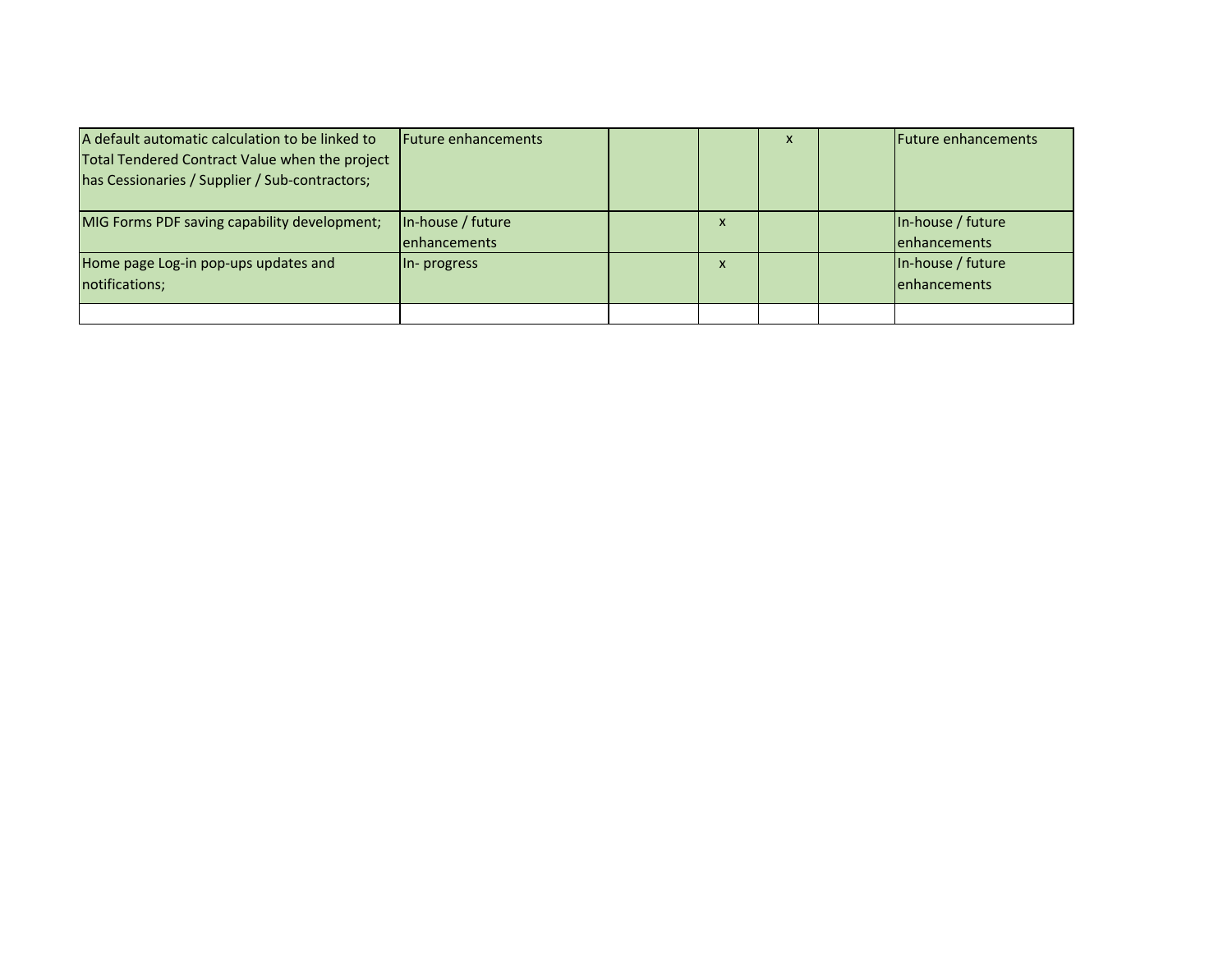| | | | | | | |
|---|---|---|---|---|---|---|
| A default automatic calculation to be linked to Total Tendered Contract Value when the project has Cessionaries / Supplier / Sub-contractors; | Future enhancements | | | x | | Future enhancements |
| MIG Forms PDF saving capability development; | In-house / future enhancements | | x | | | In-house / future enhancements |
| Home page Log-in pop-ups updates and notifications; | In- progress | | x | | | In-house / future enhancements |
| | | | | | | |